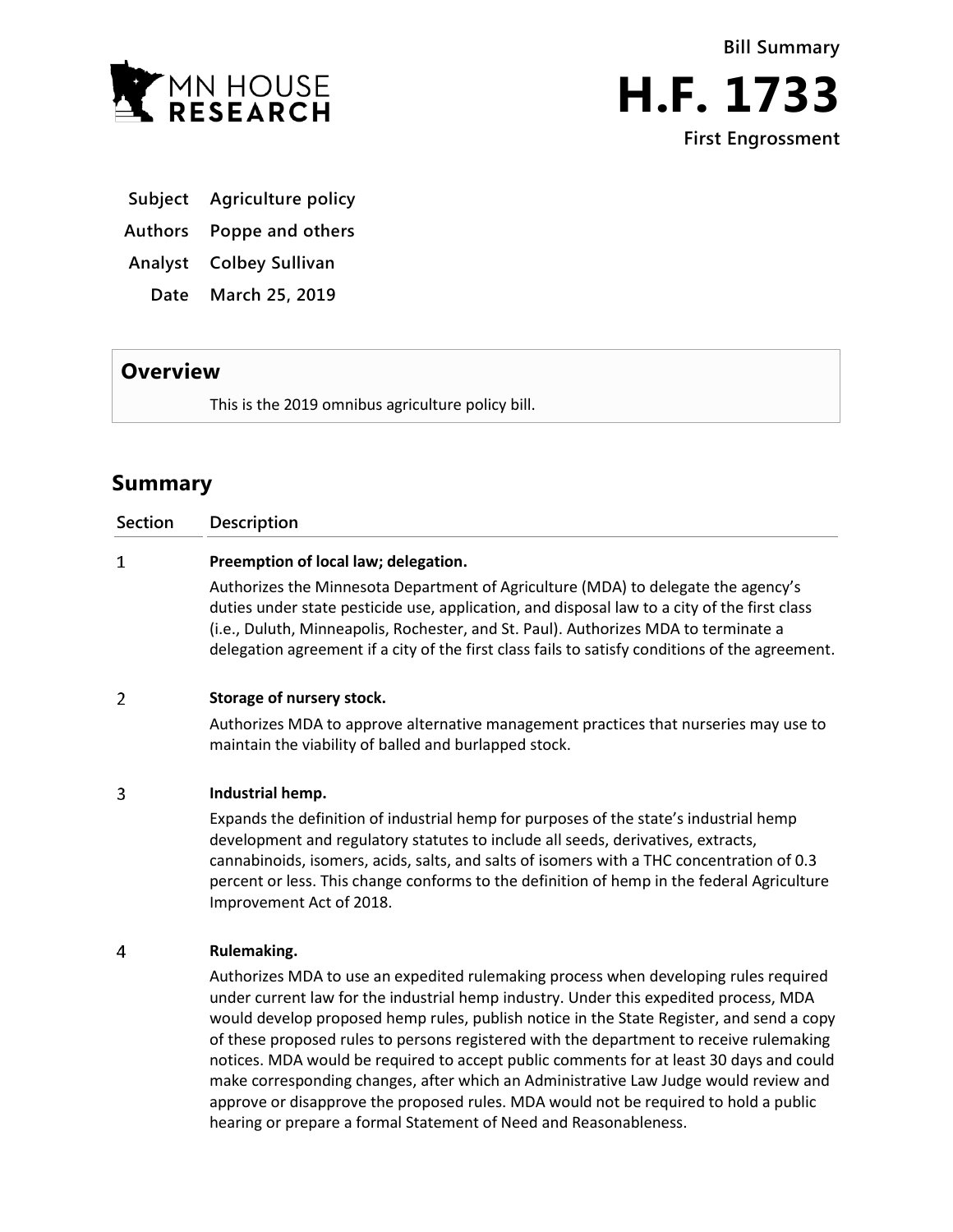MN HOUSE RESEARCH

**Bill Summary**

# H.F. 1733

**First Engrossment**

| | |
|---|---|
| **Subject** | Agriculture policy |
| **Authors** | Poppe and others |
| **Analyst** | Colbey Sullivan |
| **Date** | March 25, 2019 |

## Overview

This is the 2019 omnibus agriculture policy bill.

## Summary

| Section | Description |
|---|---|
| 1 | **Preemption of local law; delegation.** Authorizes the Minnesota Department of Agriculture (MDA) to delegate the agency's duties under state pesticide use, application, and disposal law to a city of the first class (i.e., Duluth, Minneapolis, Rochester, and St. Paul). Authorizes MDA to terminate a delegation agreement if a city of the first class fails to satisfy conditions of the agreement. |
| 2 | **Storage of nursery stock.** Authorizes MDA to approve alternative management practices that nurseries may use to maintain the viability of balled and burlapped stock. |
| 3 | **Industrial hemp.** Expands the definition of industrial hemp for purposes of the state's industrial hemp development and regulatory statutes to include all seeds, derivatives, extracts, cannabinoids, isomers, acids, salts, and salts of isomers with a THC concentration of 0.3 percent or less. This change conforms to the definition of hemp in the federal Agriculture Improvement Act of 2018. |
| 4 | **Rulemaking.** Authorizes MDA to use an expedited rulemaking process when developing rules required under current law for the industrial hemp industry. Under this expedited process, MDA would develop proposed hemp rules, publish notice in the State Register, and send a copy of these proposed rules to persons registered with the department to receive rulemaking notices. MDA would be required to accept public comments for at least 30 days and could make corresponding changes, after which an Administrative Law Judge would review and approve or disapprove the proposed rules. MDA would not be required to hold a public hearing or prepare a formal Statement of Need and Reasonableness. |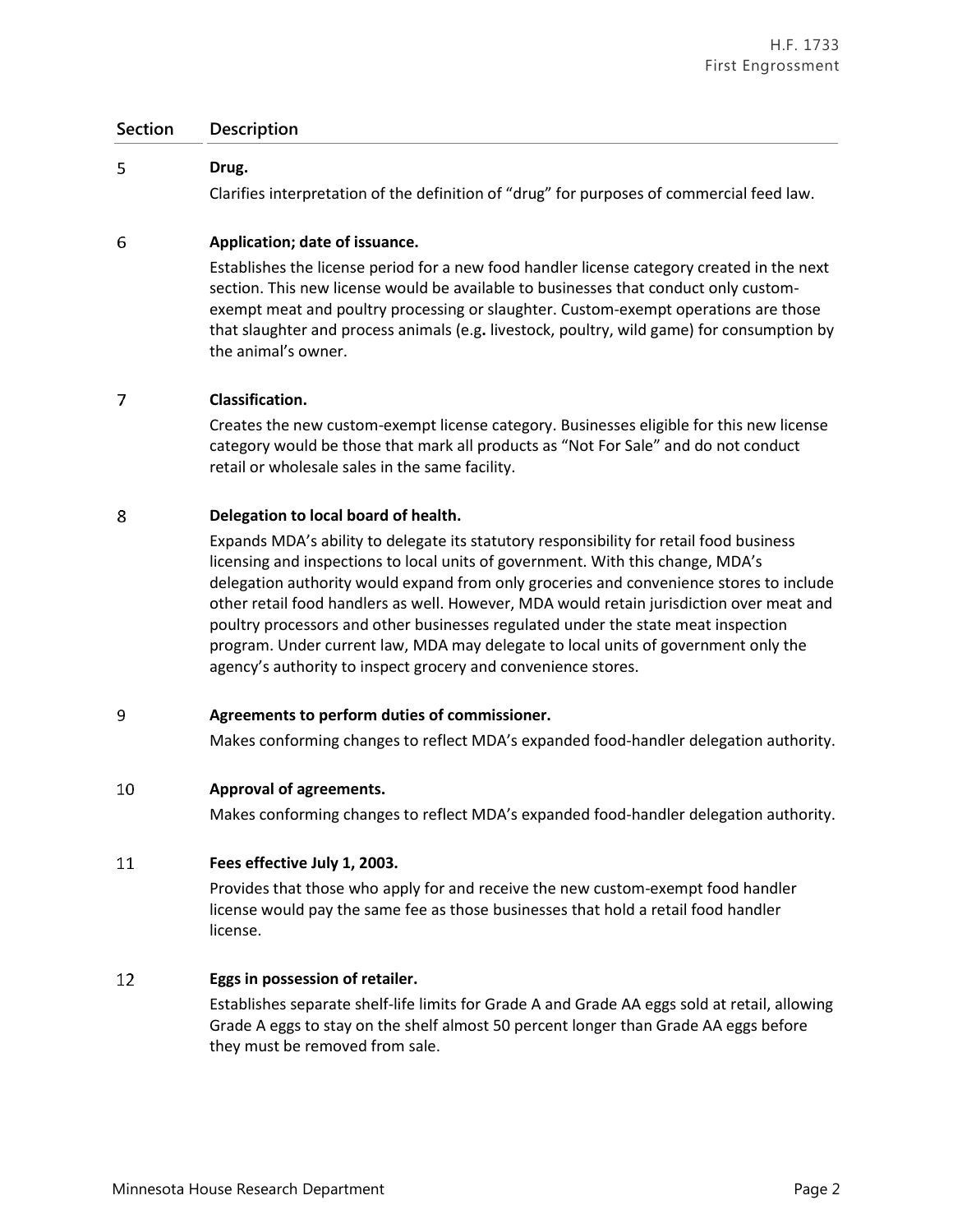| Section | Description |
|---|---|
| 5 | **Drug.**<br>Clarifies interpretation of the definition of "drug" for purposes of commercial feed law. |
| 6 | **Application; date of issuance.**<br>Establishes the license period for a new food handler license category created in the next section. This new license would be available to businesses that conduct only custom-exempt meat and poultry processing or slaughter. Custom-exempt operations are those that slaughter and process animals (e.g. livestock, poultry, wild game) for consumption by the animal's owner. |
| 7 | **Classification.**<br>Creates the new custom-exempt license category. Businesses eligible for this new license category would be those that mark all products as "Not For Sale" and do not conduct retail or wholesale sales in the same facility. |
| 8 | **Delegation to local board of health.**<br>Expands MDA's ability to delegate its statutory responsibility for retail food business licensing and inspections to local units of government. With this change, MDA's delegation authority would expand from only groceries and convenience stores to include other retail food handlers as well. However, MDA would retain jurisdiction over meat and poultry processors and other businesses regulated under the state meat inspection program. Under current law, MDA may delegate to local units of government only the agency's authority to inspect grocery and convenience stores. |
| 9 | **Agreements to perform duties of commissioner.**<br>Makes conforming changes to reflect MDA's expanded food-handler delegation authority. |
| 10 | **Approval of agreements.**<br>Makes conforming changes to reflect MDA's expanded food-handler delegation authority. |
| 11 | **Fees effective July 1, 2003.**<br>Provides that those who apply for and receive the new custom-exempt food handler license would pay the same fee as those businesses that hold a retail food handler license. |
| 12 | **Eggs in possession of retailer.**<br>Establishes separate shelf-life limits for Grade A and Grade AA eggs sold at retail, allowing Grade A eggs to stay on the shelf almost 50 percent longer than Grade AA eggs before they must be removed from sale. |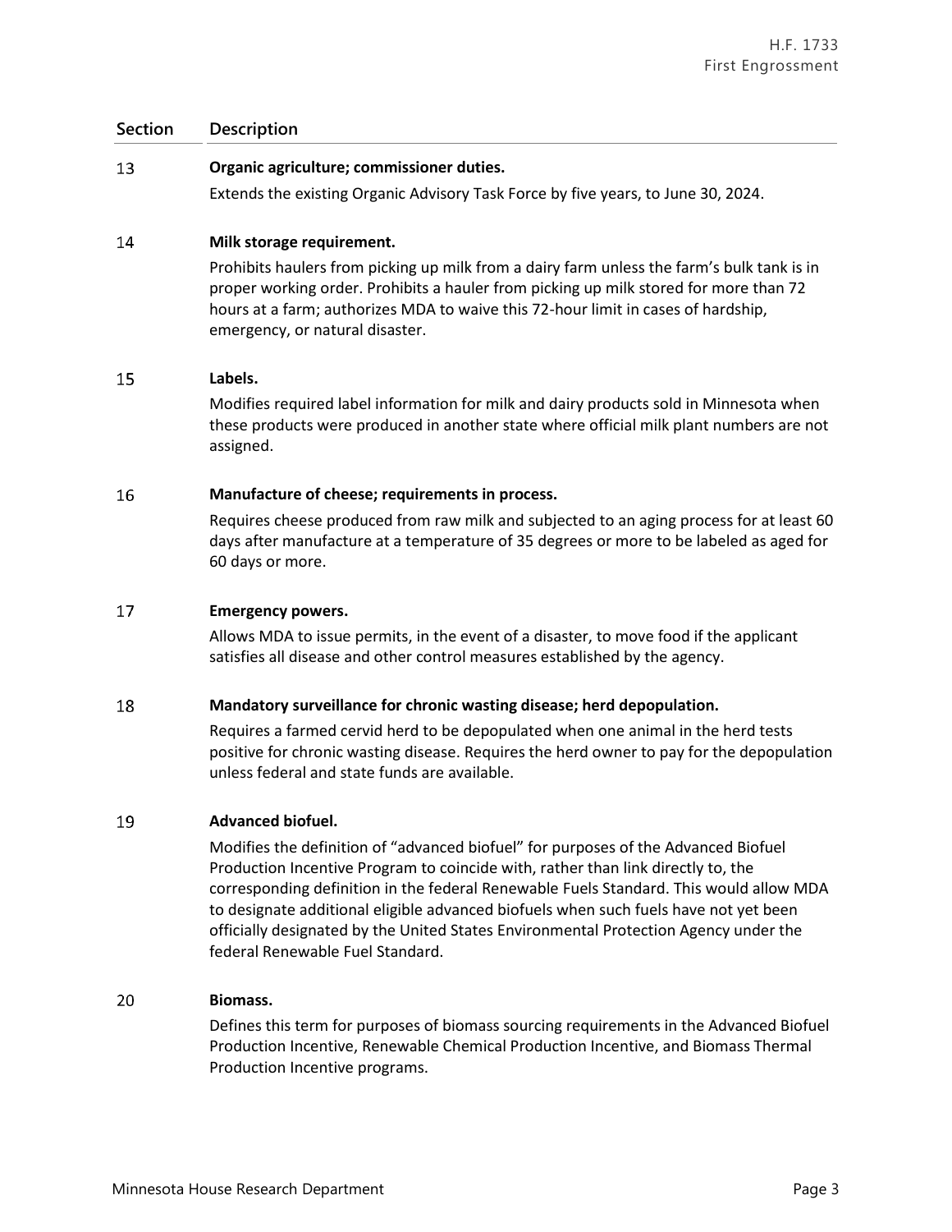| Section | Description |
|---|---|
| 13 | **Organic agriculture; commissioner duties.**<br>Extends the existing Organic Advisory Task Force by five years, to June 30, 2024. |
| 14 | **Milk storage requirement.**<br>Prohibits haulers from picking up milk from a dairy farm unless the farm's bulk tank is in proper working order. Prohibits a hauler from picking up milk stored for more than 72 hours at a farm; authorizes MDA to waive this 72-hour limit in cases of hardship, emergency, or natural disaster. |
| 15 | **Labels.**<br>Modifies required label information for milk and dairy products sold in Minnesota when these products were produced in another state where official milk plant numbers are not assigned. |
| 16 | **Manufacture of cheese; requirements in process.**<br>Requires cheese produced from raw milk and subjected to an aging process for at least 60 days after manufacture at a temperature of 35 degrees or more to be labeled as aged for 60 days or more. |
| 17 | **Emergency powers.**<br>Allows MDA to issue permits, in the event of a disaster, to move food if the applicant satisfies all disease and other control measures established by the agency. |
| 18 | **Mandatory surveillance for chronic wasting disease; herd depopulation.**<br>Requires a farmed cervid herd to be depopulated when one animal in the herd tests positive for chronic wasting disease. Requires the herd owner to pay for the depopulation unless federal and state funds are available. |
| 19 | **Advanced biofuel.**<br>Modifies the definition of "advanced biofuel" for purposes of the Advanced Biofuel Production Incentive Program to coincide with, rather than link directly to, the corresponding definition in the federal Renewable Fuels Standard. This would allow MDA to designate additional eligible advanced biofuels when such fuels have not yet been officially designated by the United States Environmental Protection Agency under the federal Renewable Fuel Standard. |
| 20 | **Biomass.**<br>Defines this term for purposes of biomass sourcing requirements in the Advanced Biofuel Production Incentive, Renewable Chemical Production Incentive, and Biomass Thermal Production Incentive programs. |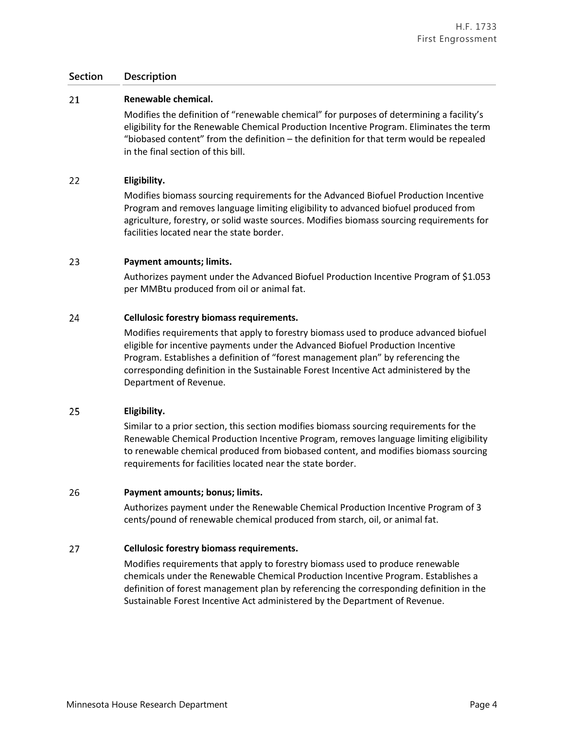| Section | Description |
|---|---|
| 21 | **Renewable chemical.**<br><br>Modifies the definition of "renewable chemical" for purposes of determining a facility's eligibility for the Renewable Chemical Production Incentive Program. Eliminates the term "biobased content" from the definition – the definition for that term would be repealed in the final section of this bill. |
| 22 | **Eligibility.**<br><br>Modifies biomass sourcing requirements for the Advanced Biofuel Production Incentive Program and removes language limiting eligibility to advanced biofuel produced from agriculture, forestry, or solid waste sources. Modifies biomass sourcing requirements for facilities located near the state border. |
| 23 | **Payment amounts; limits.**<br><br>Authorizes payment under the Advanced Biofuel Production Incentive Program of $1.053 per MMBtu produced from oil or animal fat. |
| 24 | **Cellulosic forestry biomass requirements.**<br><br>Modifies requirements that apply to forestry biomass used to produce advanced biofuel eligible for incentive payments under the Advanced Biofuel Production Incentive Program. Establishes a definition of "forest management plan" by referencing the corresponding definition in the Sustainable Forest Incentive Act administered by the Department of Revenue. |
| 25 | **Eligibility.**<br><br>Similar to a prior section, this section modifies biomass sourcing requirements for the Renewable Chemical Production Incentive Program, removes language limiting eligibility to renewable chemical produced from biobased content, and modifies biomass sourcing requirements for facilities located near the state border. |
| 26 | **Payment amounts; bonus; limits.**<br><br>Authorizes payment under the Renewable Chemical Production Incentive Program of 3 cents/pound of renewable chemical produced from starch, oil, or animal fat. |
| 27 | **Cellulosic forestry biomass requirements.**<br><br>Modifies requirements that apply to forestry biomass used to produce renewable chemicals under the Renewable Chemical Production Incentive Program. Establishes a definition of forest management plan by referencing the corresponding definition in the Sustainable Forest Incentive Act administered by the Department of Revenue. |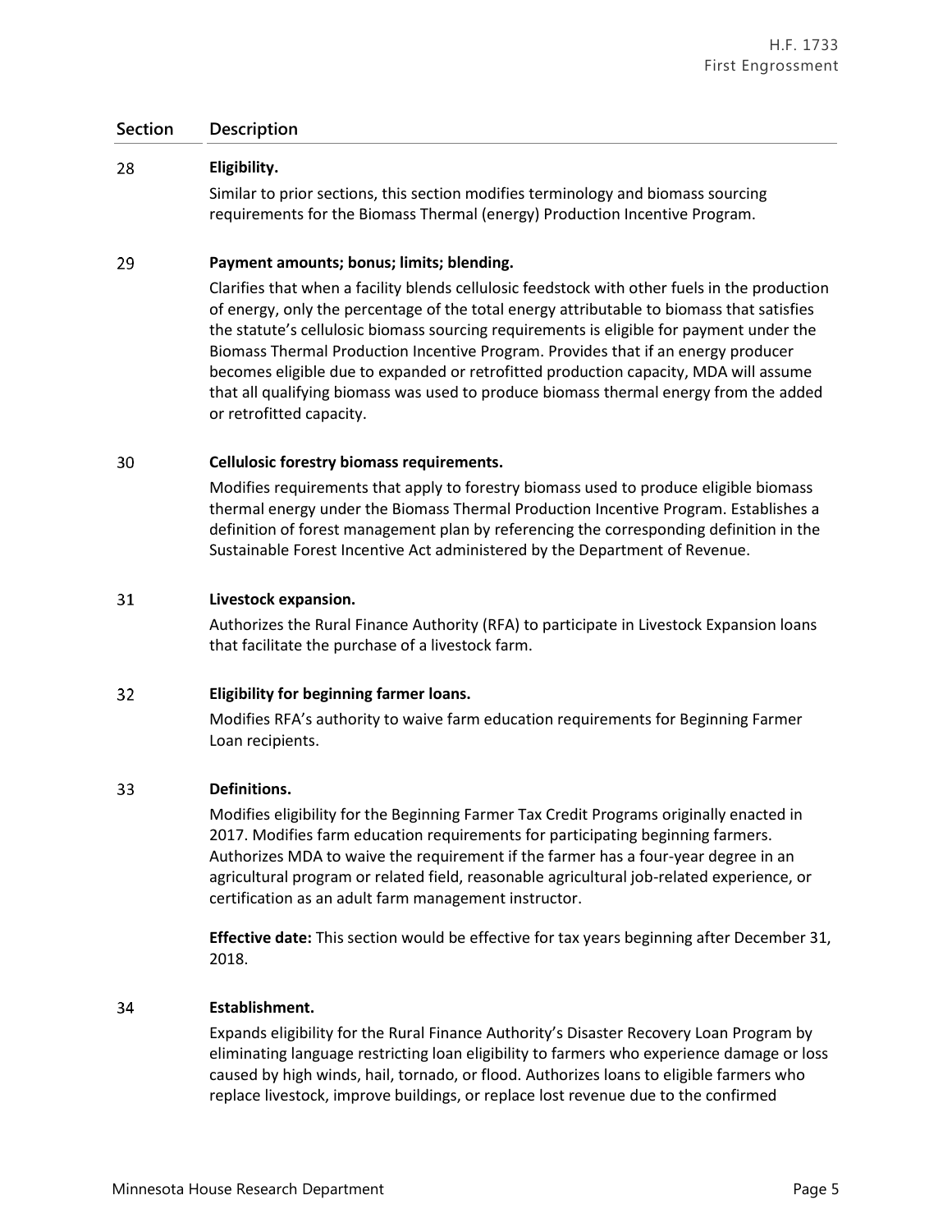| Section | Description |
|---|---|
| 28 | **Eligibility.**<br>Similar to prior sections, this section modifies terminology and biomass sourcing requirements for the Biomass Thermal (energy) Production Incentive Program. |
| 29 | **Payment amounts; bonus; limits; blending.**<br>Clarifies that when a facility blends cellulosic feedstock with other fuels in the production of energy, only the percentage of the total energy attributable to biomass that satisfies the statute's cellulosic biomass sourcing requirements is eligible for payment under the Biomass Thermal Production Incentive Program. Provides that if an energy producer becomes eligible due to expanded or retrofitted production capacity, MDA will assume that all qualifying biomass was used to produce biomass thermal energy from the added or retrofitted capacity. |
| 30 | **Cellulosic forestry biomass requirements.**<br>Modifies requirements that apply to forestry biomass used to produce eligible biomass thermal energy under the Biomass Thermal Production Incentive Program. Establishes a definition of forest management plan by referencing the corresponding definition in the Sustainable Forest Incentive Act administered by the Department of Revenue. |
| 31 | **Livestock expansion.**<br>Authorizes the Rural Finance Authority (RFA) to participate in Livestock Expansion loans that facilitate the purchase of a livestock farm. |
| 32 | **Eligibility for beginning farmer loans.**<br>Modifies RFA's authority to waive farm education requirements for Beginning Farmer Loan recipients. |
| 33 | **Definitions.**<br>Modifies eligibility for the Beginning Farmer Tax Credit Programs originally enacted in 2017. Modifies farm education requirements for participating beginning farmers. Authorizes MDA to waive the requirement if the farmer has a four-year degree in an agricultural program or related field, reasonable agricultural job-related experience, or certification as an adult farm management instructor.<br><br>**Effective date:** This section would be effective for tax years beginning after December 31, 2018. |
| 34 | **Establishment.**<br>Expands eligibility for the Rural Finance Authority's Disaster Recovery Loan Program by eliminating language restricting loan eligibility to farmers who experience damage or loss caused by high winds, hail, tornado, or flood. Authorizes loans to eligible farmers who replace livestock, improve buildings, or replace lost revenue due to the confirmed |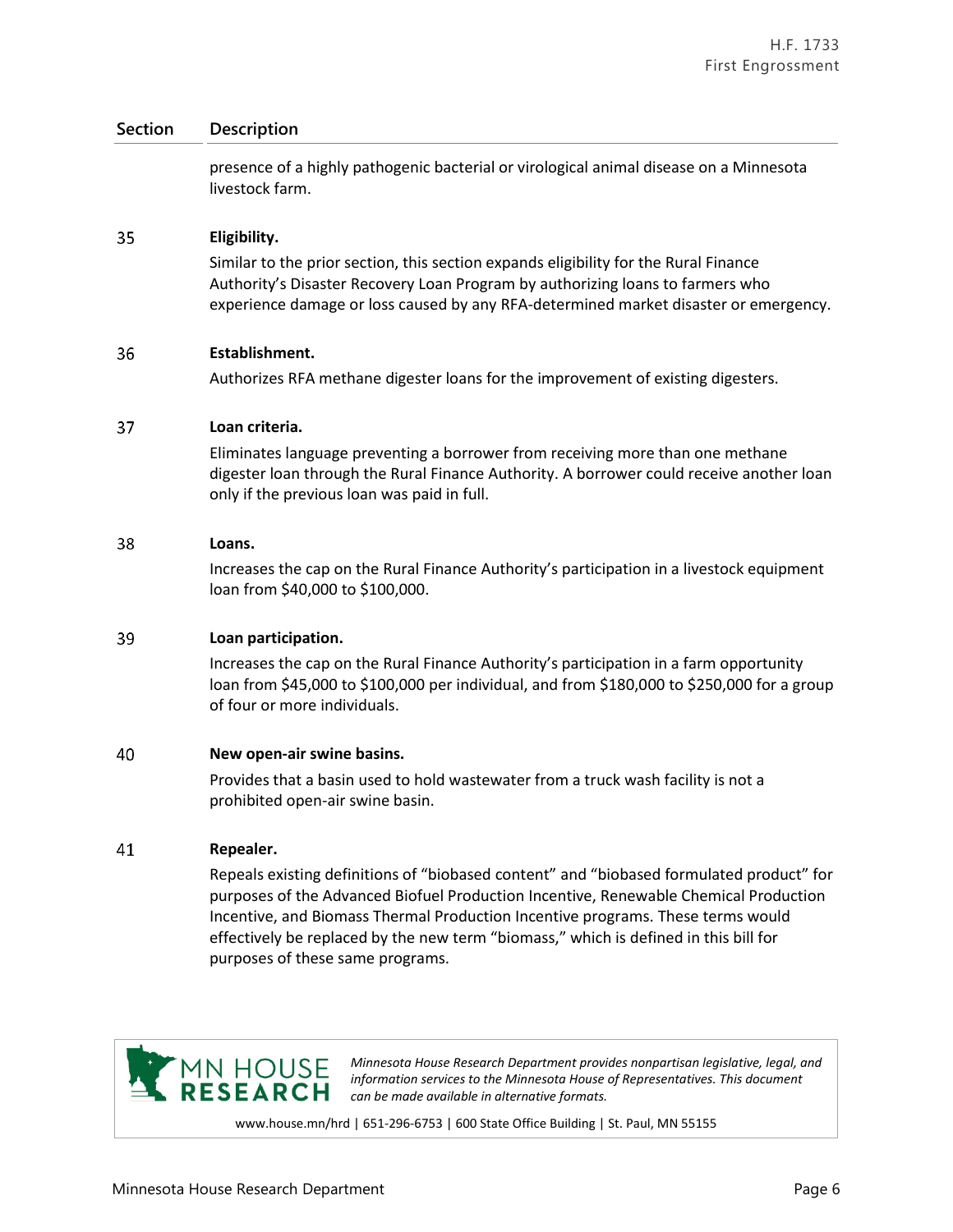| Section | Description |
|---|---|
| | presence of a highly pathogenic bacterial or virological animal disease on a Minnesota livestock farm. |
| 35 | **Eligibility.**<br>Similar to the prior section, this section expands eligibility for the Rural Finance Authority's Disaster Recovery Loan Program by authorizing loans to farmers who experience damage or loss caused by any RFA-determined market disaster or emergency. |
| 36 | **Establishment.**<br>Authorizes RFA methane digester loans for the improvement of existing digesters. |
| 37 | **Loan criteria.**<br>Eliminates language preventing a borrower from receiving more than one methane digester loan through the Rural Finance Authority. A borrower could receive another loan only if the previous loan was paid in full. |
| 38 | **Loans.**<br>Increases the cap on the Rural Finance Authority's participation in a livestock equipment loan from $40,000 to $100,000. |
| 39 | **Loan participation.**<br>Increases the cap on the Rural Finance Authority's participation in a farm opportunity loan from $45,000 to $100,000 per individual, and from $180,000 to $250,000 for a group of four or more individuals. |
| 40 | **New open-air swine basins.**<br>Provides that a basin used to hold wastewater from a truck wash facility is not a prohibited open-air swine basin. |
| 41 | **Repealer.**<br>Repeals existing definitions of "biobased content" and "biobased formulated product" for purposes of the Advanced Biofuel Production Incentive, Renewable Chemical Production Incentive, and Biomass Thermal Production Incentive programs. These terms would effectively be replaced by the new term "biomass," which is defined in this bill for purposes of these same programs. |

MN HOUSE RESEARCH

*Minnesota House Research Department provides nonpartisan legislative, legal, and information services to the Minnesota House of Representatives. This document can be made available in alternative formats.*

www.house.mn/hrd | 651-296-6753 | 600 State Office Building | St. Paul, MN 55155